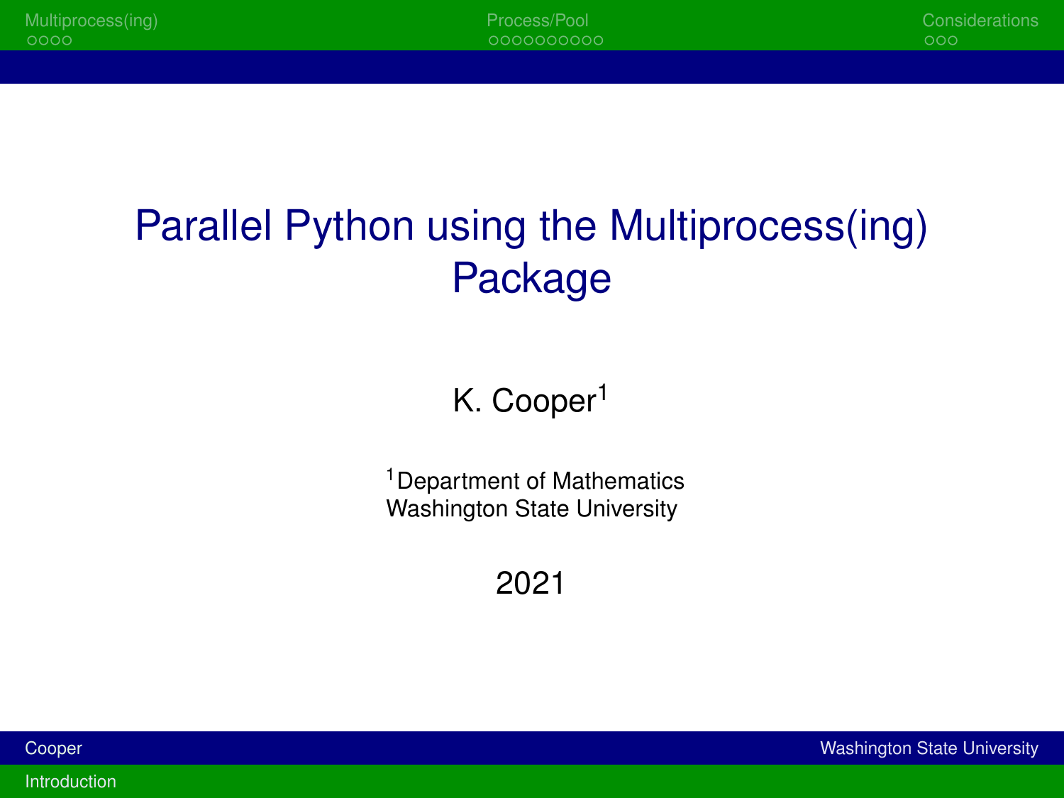# Parallel Python using the Multiprocess(ing) Package

K. Cooper[1]

[1]Department of Mathematics
Washington State University

2021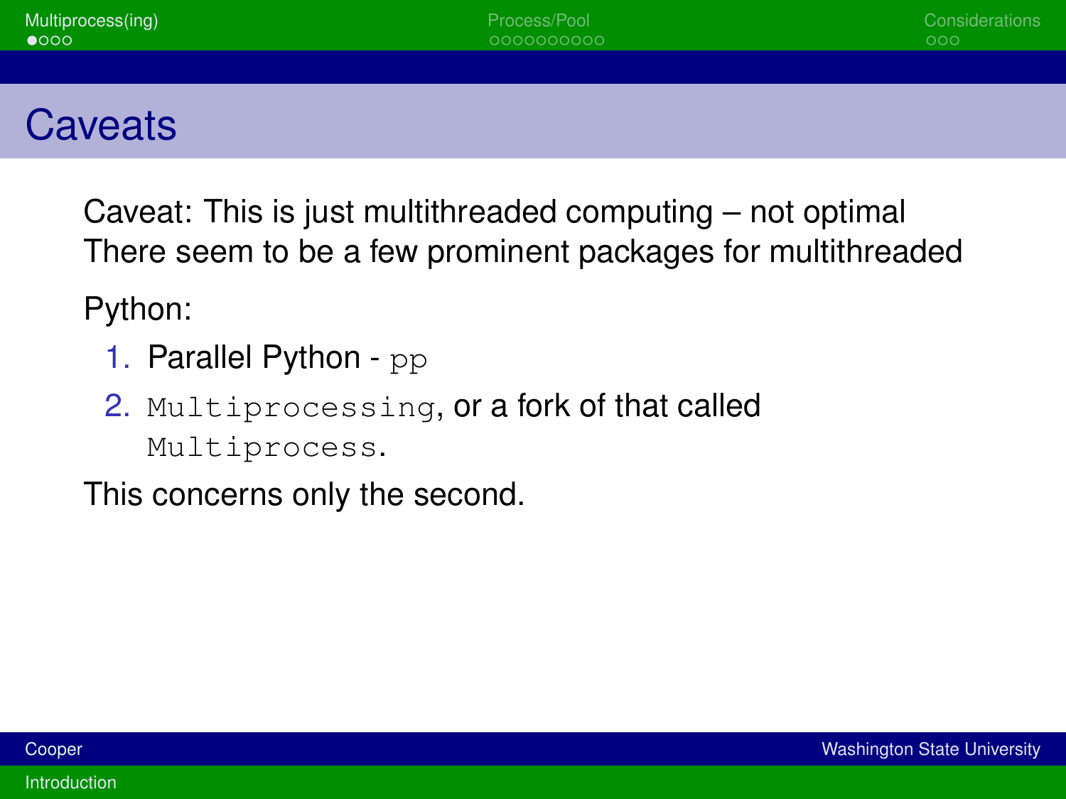## Caveats

Caveat: This is just multithreaded computing – not optimal
There seem to be a few prominent packages for multithreaded

Python:

1. Parallel Python - `pp`
2. `Multiprocessing`, or a fork of that called `Multiprocess`.

This concerns only the second.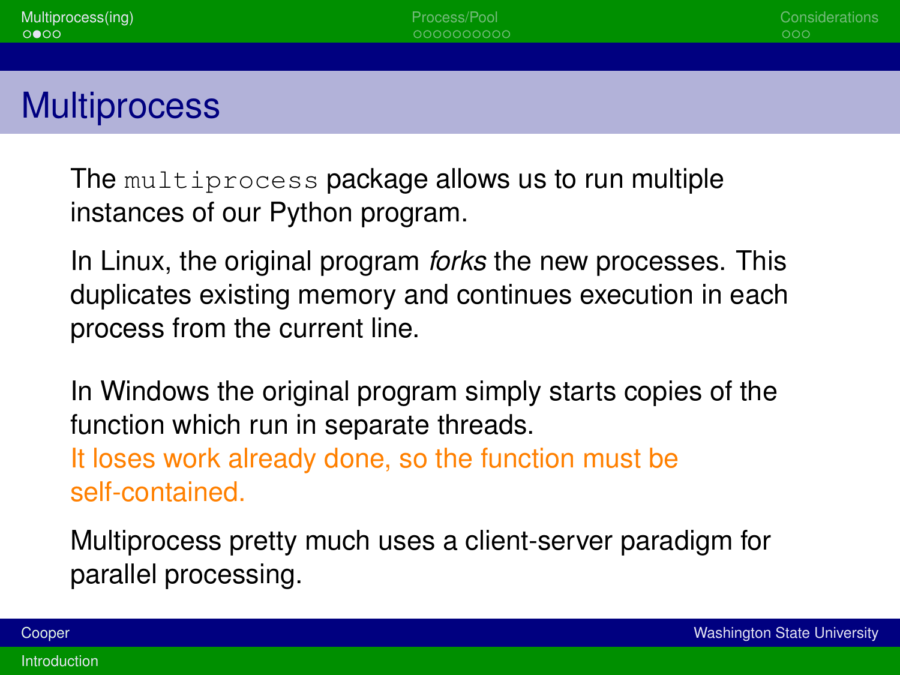# Multiprocess

The `multiprocess` package allows us to run multiple instances of our Python program.

In Linux, the original program *forks* the new processes. This duplicates existing memory and continues execution in each process from the current line.

In Windows the original program simply starts copies of the function which run in separate threads.
It loses work already done, so the function must be self-contained.

Multiprocess pretty much uses a client-server paradigm for parallel processing.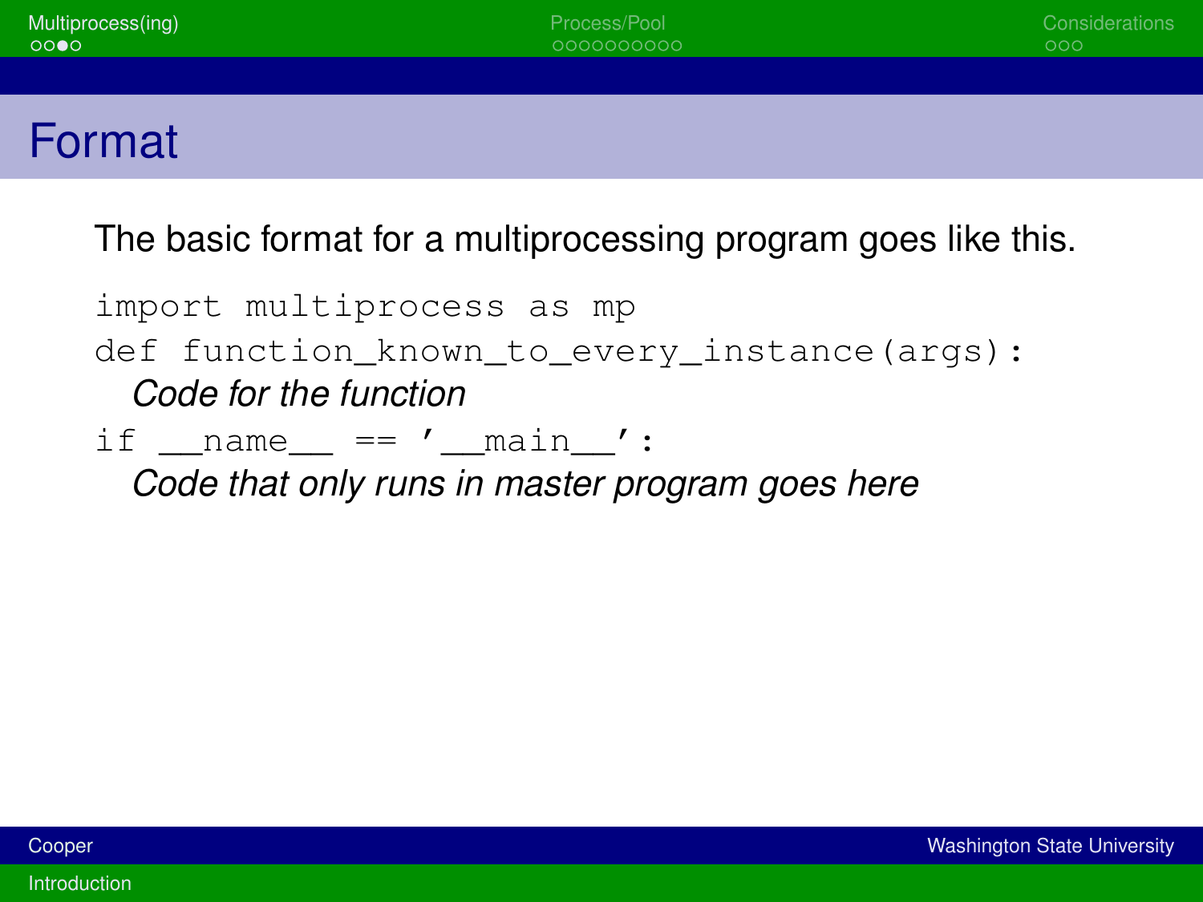# Format

The basic format for a multiprocessing program goes like this.

```
import multiprocess as mp
def function_known_to_every_instance(args):
    Code for the function
if __name__ == '__main__':
    Code that only runs in master program goes here
```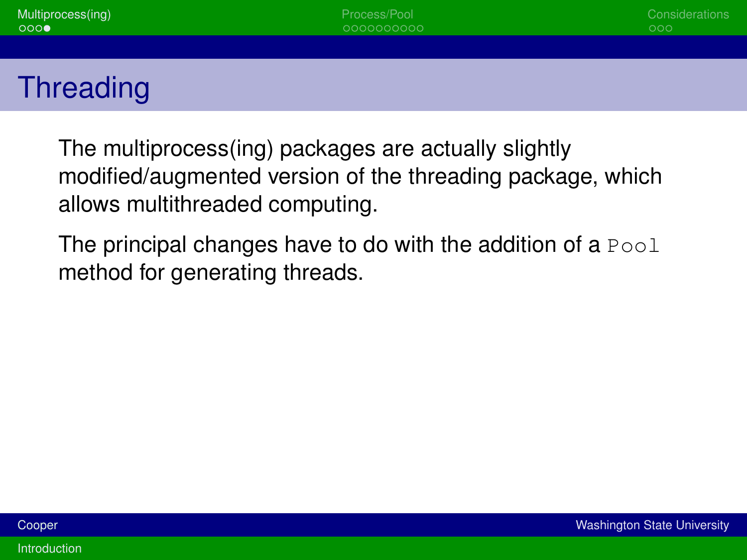# Threading

The multiprocess(ing) packages are actually slightly modified/augmented version of the threading package, which allows multithreaded computing.

The principal changes have to do with the addition of a `Pool` method for generating threads.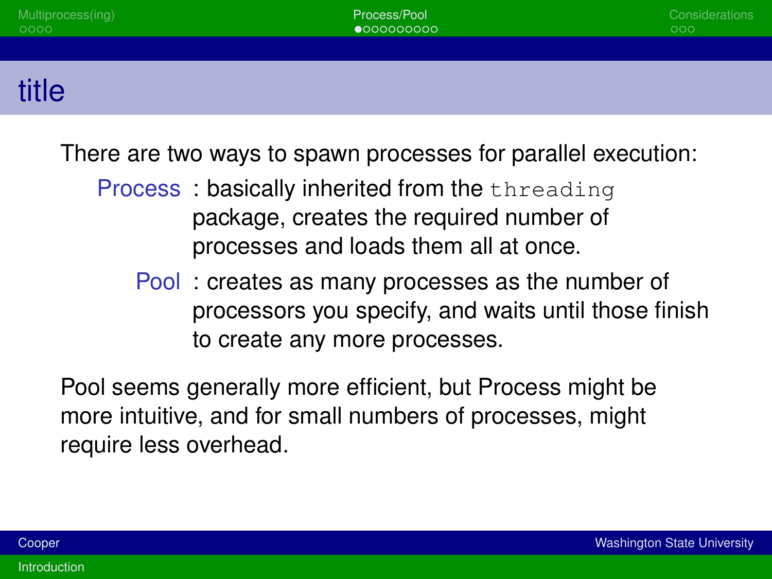## title

There are two ways to spawn processes for parallel execution:

**Process** : basically inherited from the `threading` package, creates the required number of processes and loads them all at once.

**Pool** : creates as many processes as the number of processors you specify, and waits until those finish to create any more processes.

Pool seems generally more efficient, but Process might be more intuitive, and for small numbers of processes, might require less overhead.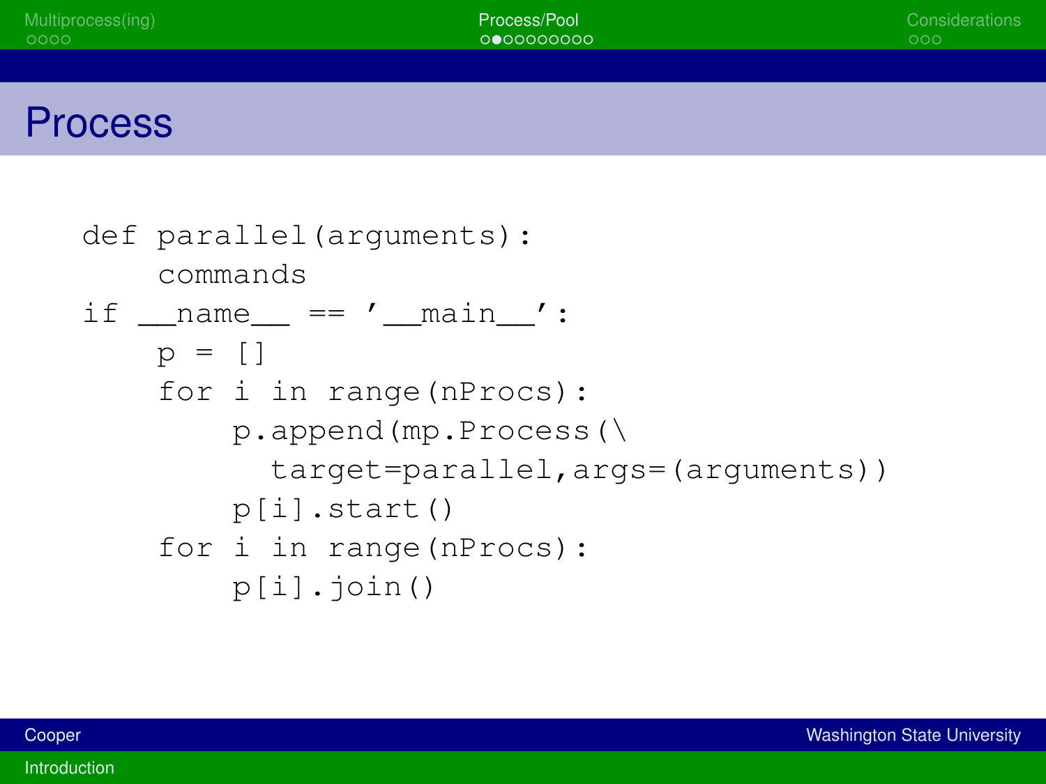# Process

```
def parallel(arguments):
    commands
if __name__ == '__main__':
    p = []
    for i in range(nProcs):
        p.append(mp.Process(\
          target=parallel,args=(arguments))
        p[i].start()
    for i in range(nProcs):
        p[i].join()
```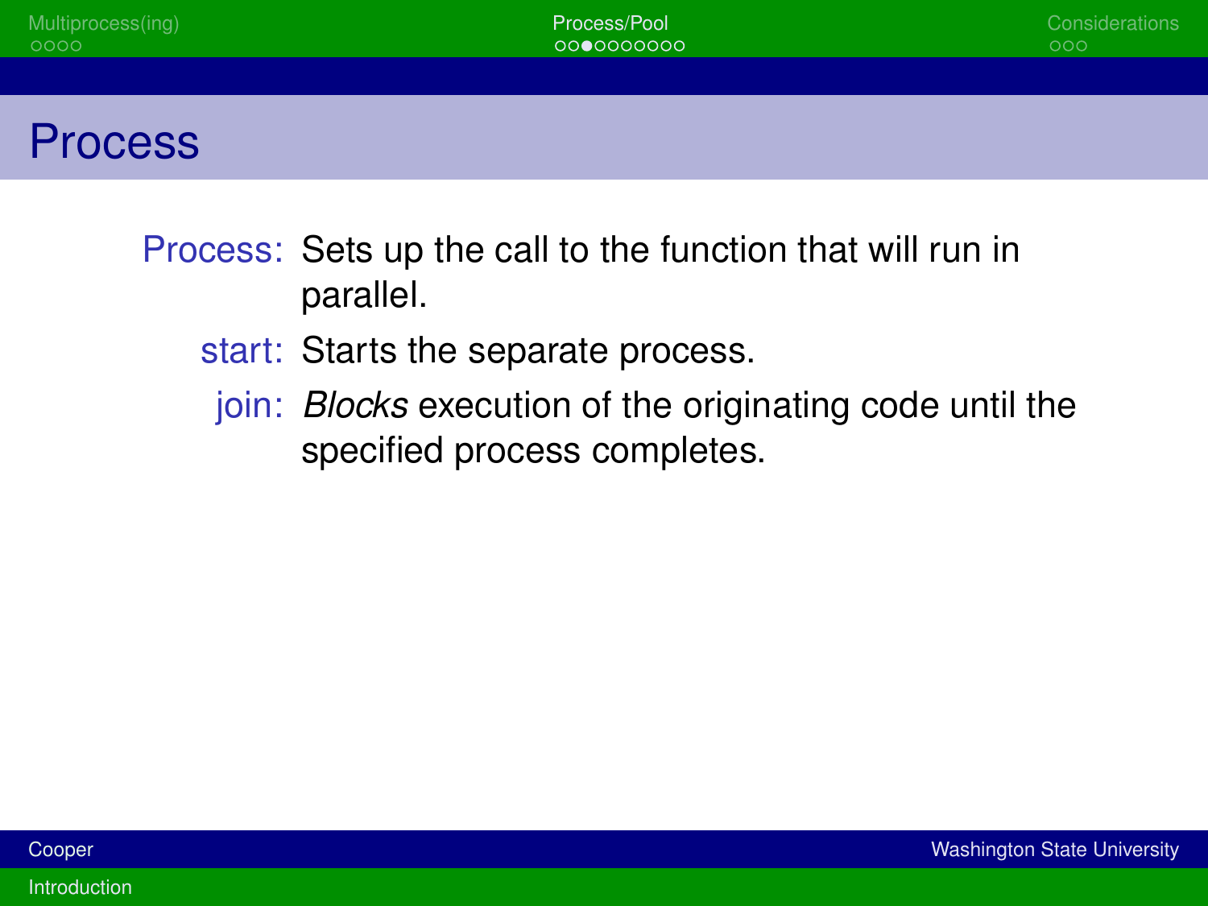# Process

**Process:** Sets up the call to the function that will run in parallel.

**start:** Starts the separate process.

**join:** *Blocks* execution of the originating code until the specified process completes.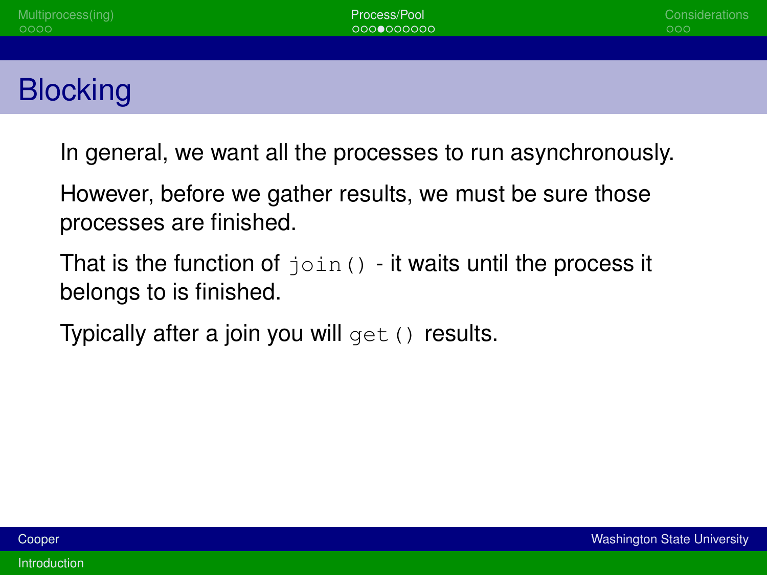# Blocking

In general, we want all the processes to run asynchronously.

However, before we gather results, we must be sure those processes are finished.

That is the function of `join()` - it waits until the process it belongs to is finished.

Typically after a join you will `get()` results.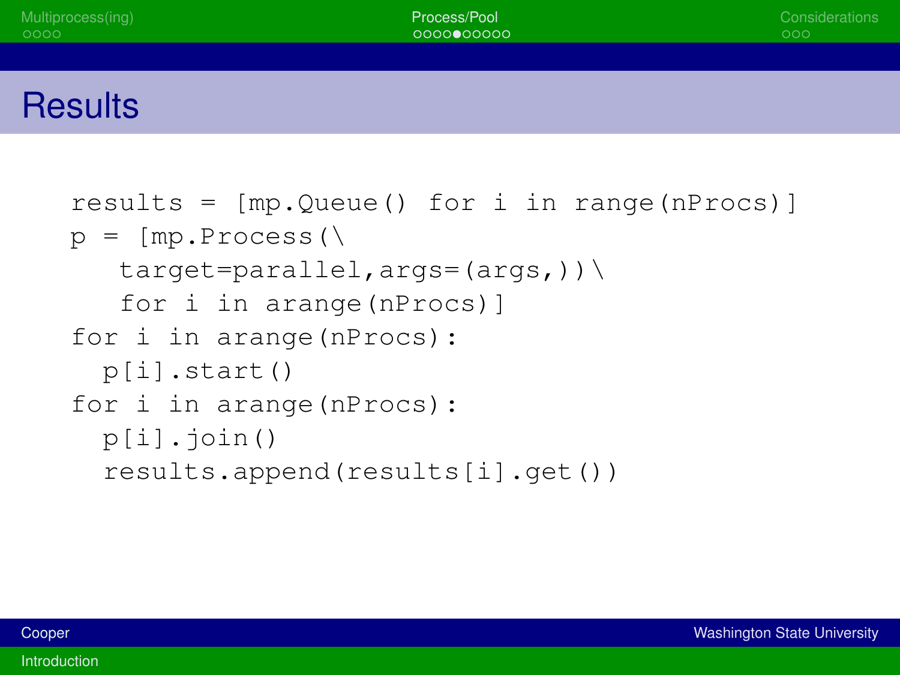# Results

```
results = [mp.Queue() for i in range(nProcs)]
p = [mp.Process(\
    target=parallel,args=(args,))\
    for i in arange(nProcs)]
for i in arange(nProcs):
  p[i].start()
for i in arange(nProcs):
  p[i].join()
  results.append(results[i].get())
```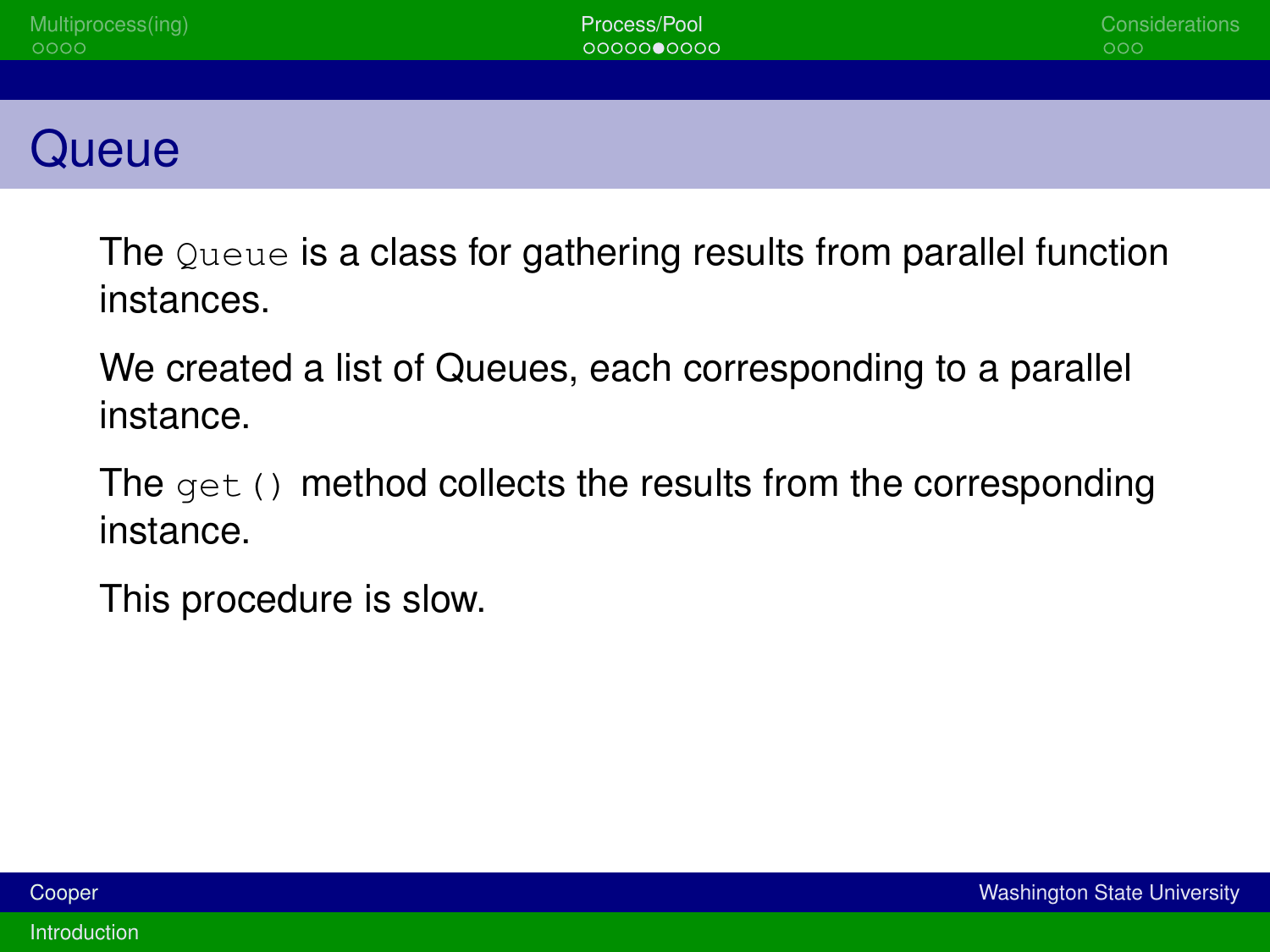# Queue

The `Queue` is a class for gathering results from parallel function instances.

We created a list of Queues, each corresponding to a parallel instance.

The `get()` method collects the results from the corresponding instance.

This procedure is slow.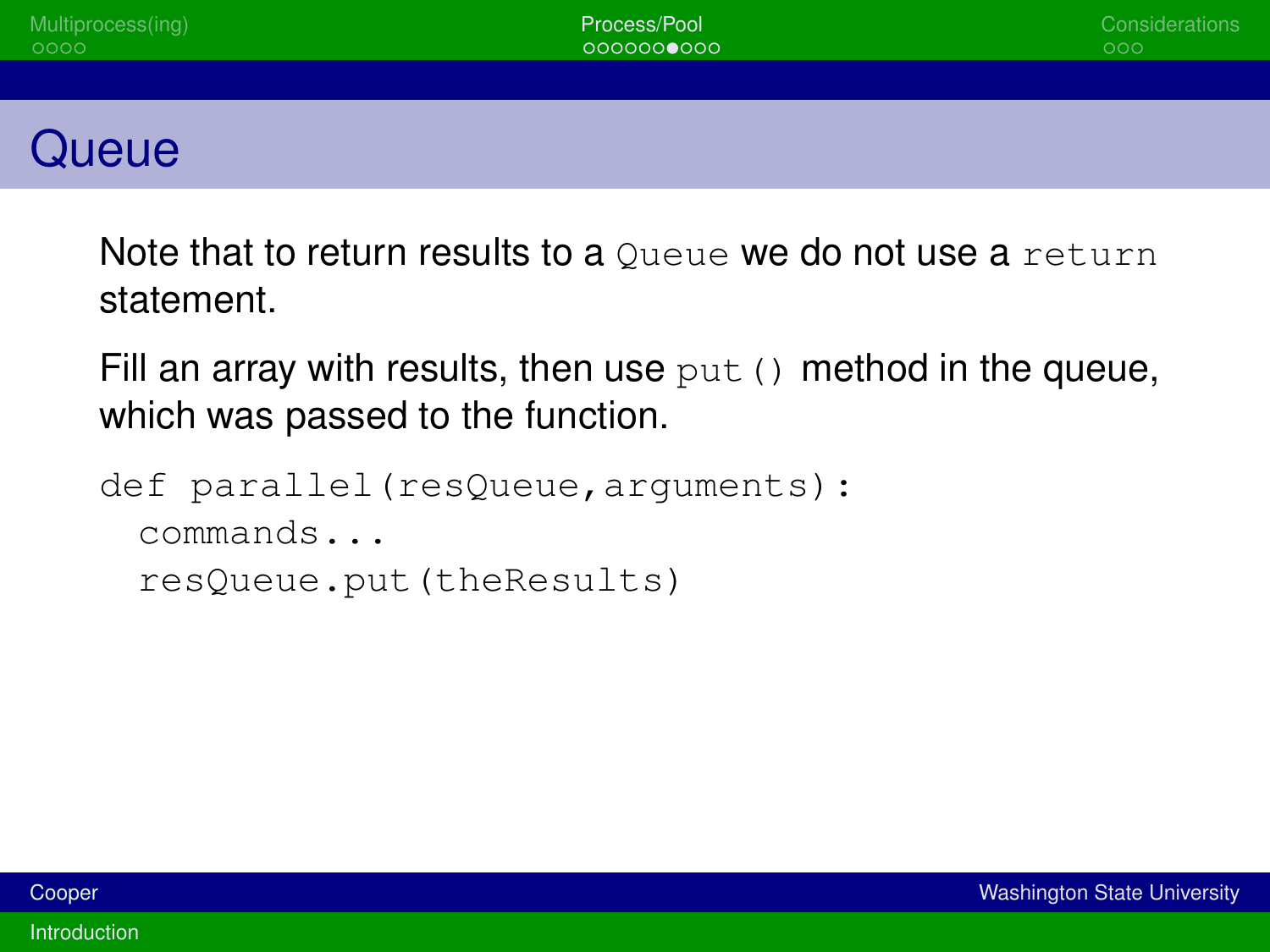# Queue

Note that to return results to a `Queue` we do not use a `return` statement.

Fill an array with results, then use `put()` method in the queue, which was passed to the function.

```
def parallel(resQueue,arguments):
  commands...
  resQueue.put(theResults)
```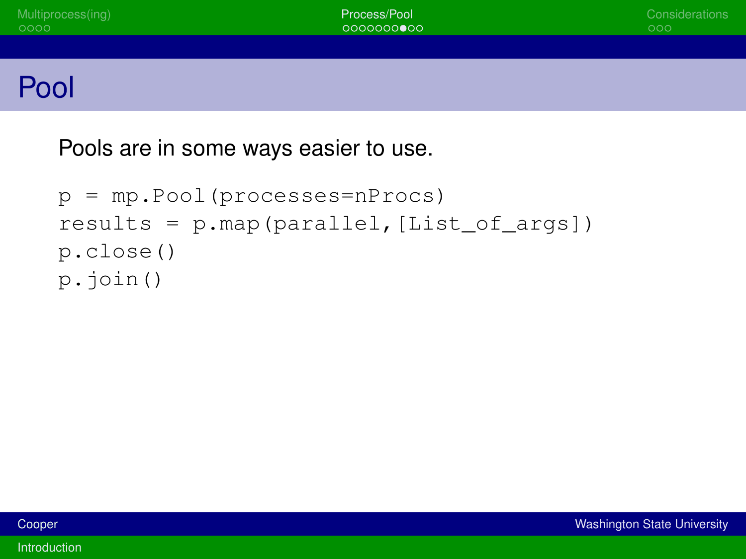# Pool

Pools are in some ways easier to use.

```
p = mp.Pool(processes=nProcs)
results = p.map(parallel,[List_of_args])
p.close()
p.join()
```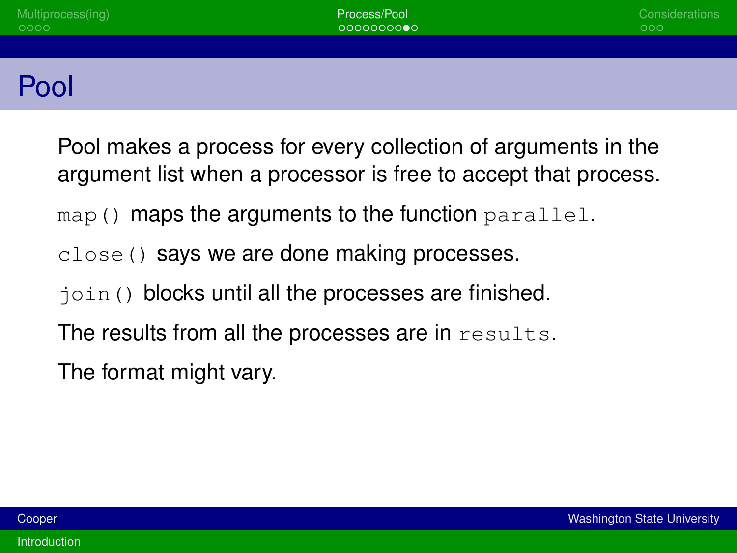# Pool

Pool makes a process for every collection of arguments in the argument list when a processor is free to accept that process.

`map()` maps the arguments to the function `parallel`.

`close()` says we are done making processes.

`join()` blocks until all the processes are finished.

The results from all the processes are in `results`.

The format might vary.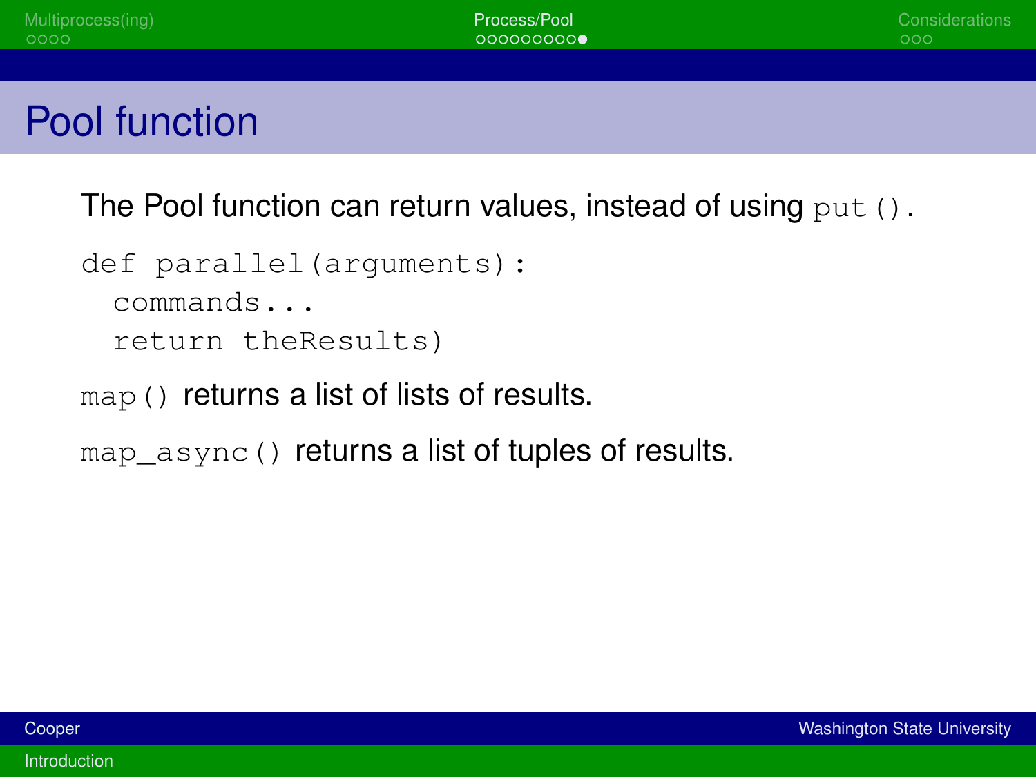# Pool function

The Pool function can return values, instead of using `put()`.

```
def parallel(arguments):
  commands...
  return theResults)
```

`map()` returns a list of lists of results.

`map_async()` returns a list of tuples of results.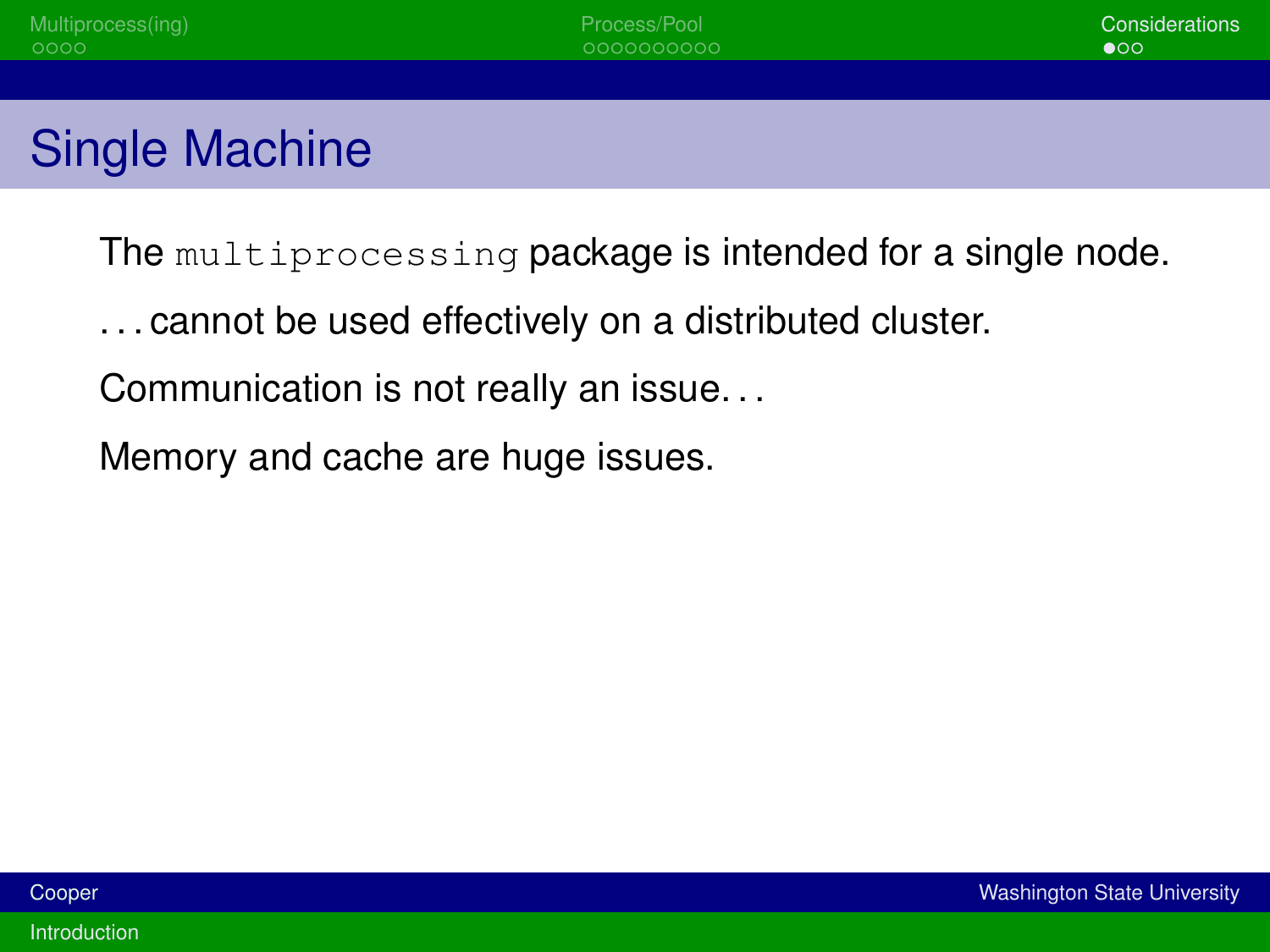# Single Machine

The `multiprocessing` package is intended for a single node.

...cannot be used effectively on a distributed cluster.

Communication is not really an issue...

Memory and cache are huge issues.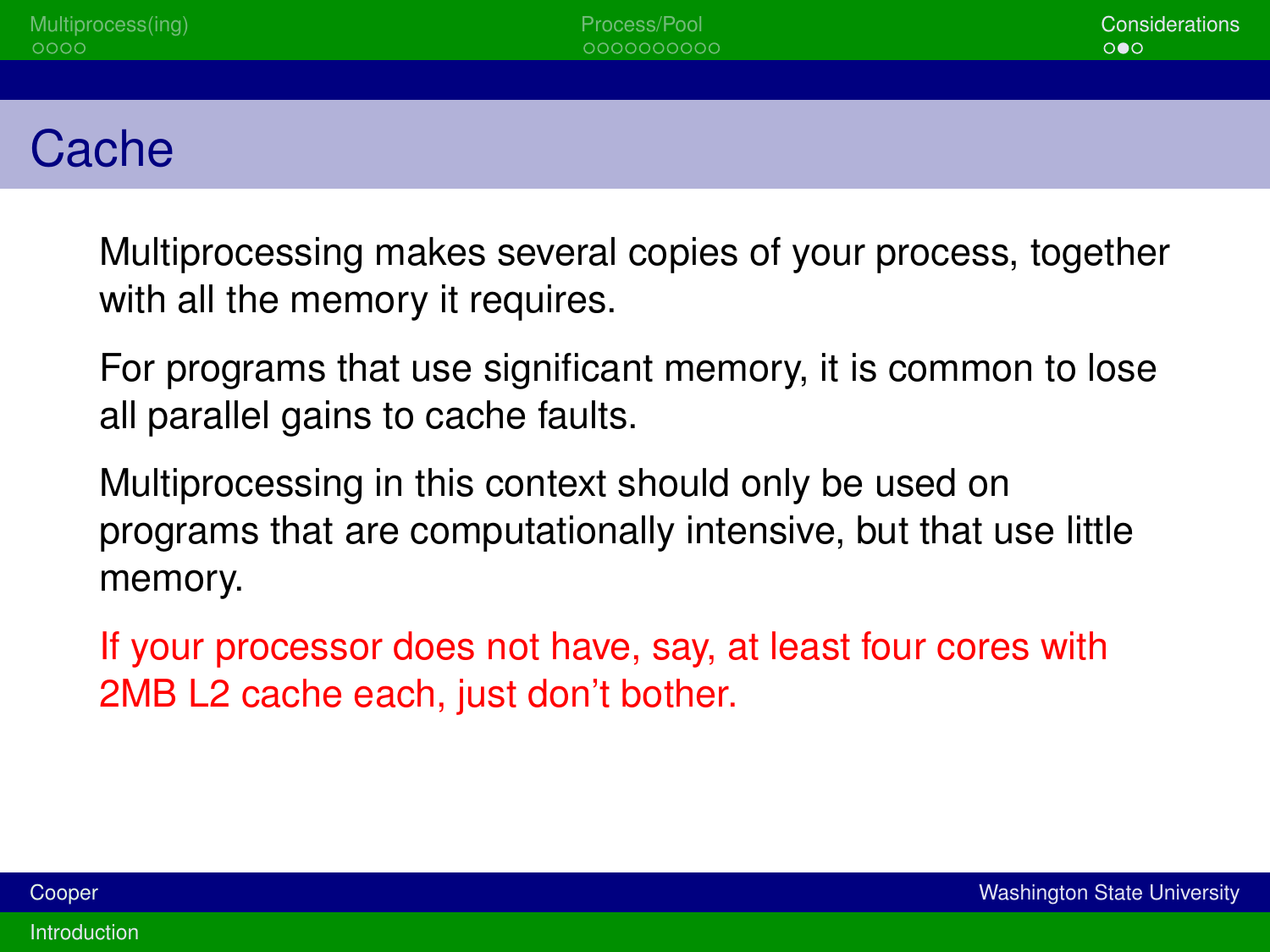# Cache

Multiprocessing makes several copies of your process, together with all the memory it requires.

For programs that use significant memory, it is common to lose all parallel gains to cache faults.

Multiprocessing in this context should only be used on programs that are computationally intensive, but that use little memory.

If your processor does not have, say, at least four cores with 2MB L2 cache each, just don't bother.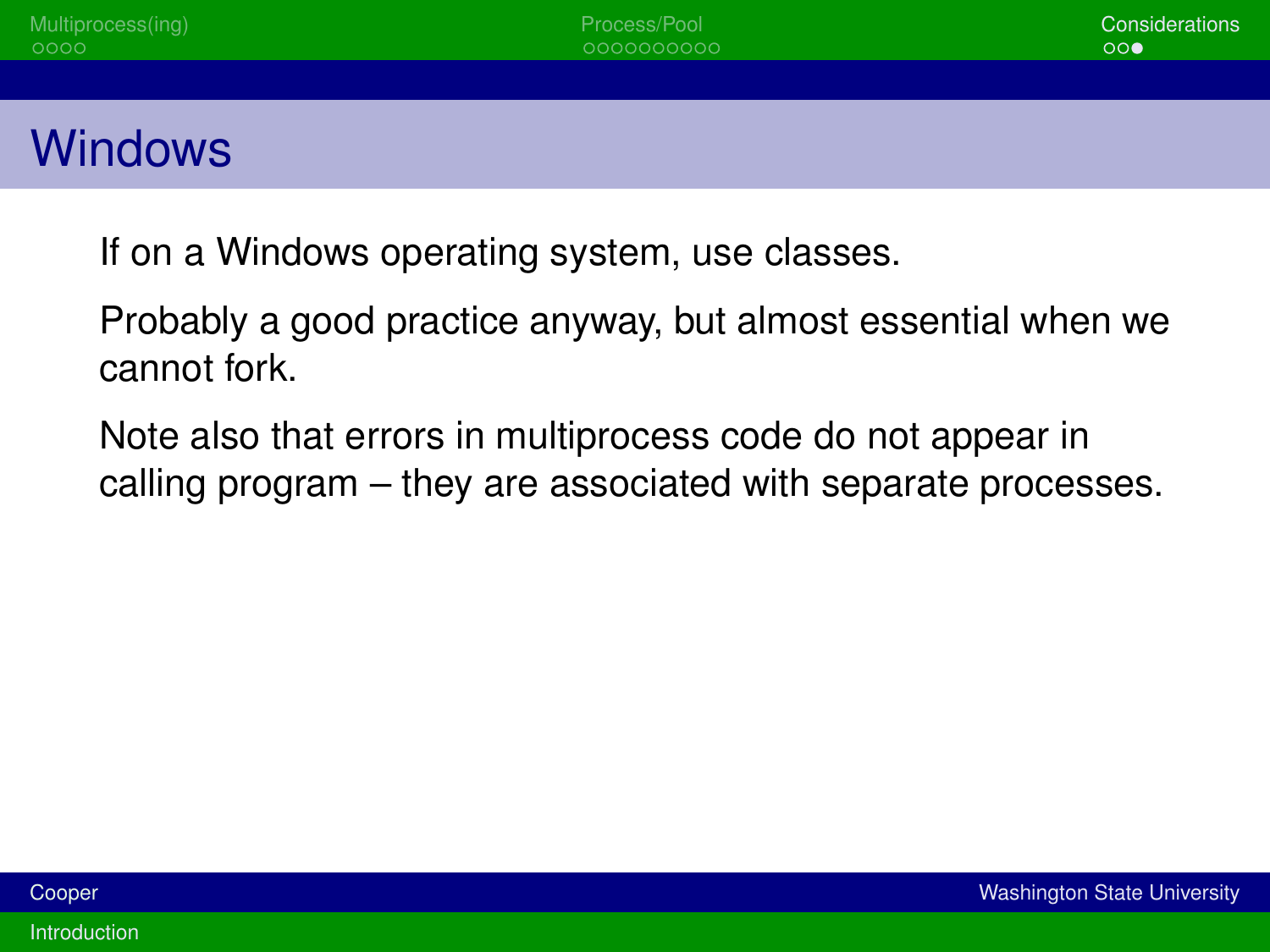# Windows

If on a Windows operating system, use classes.

Probably a good practice anyway, but almost essential when we cannot fork.

Note also that errors in multiprocess code do not appear in calling program – they are associated with separate processes.